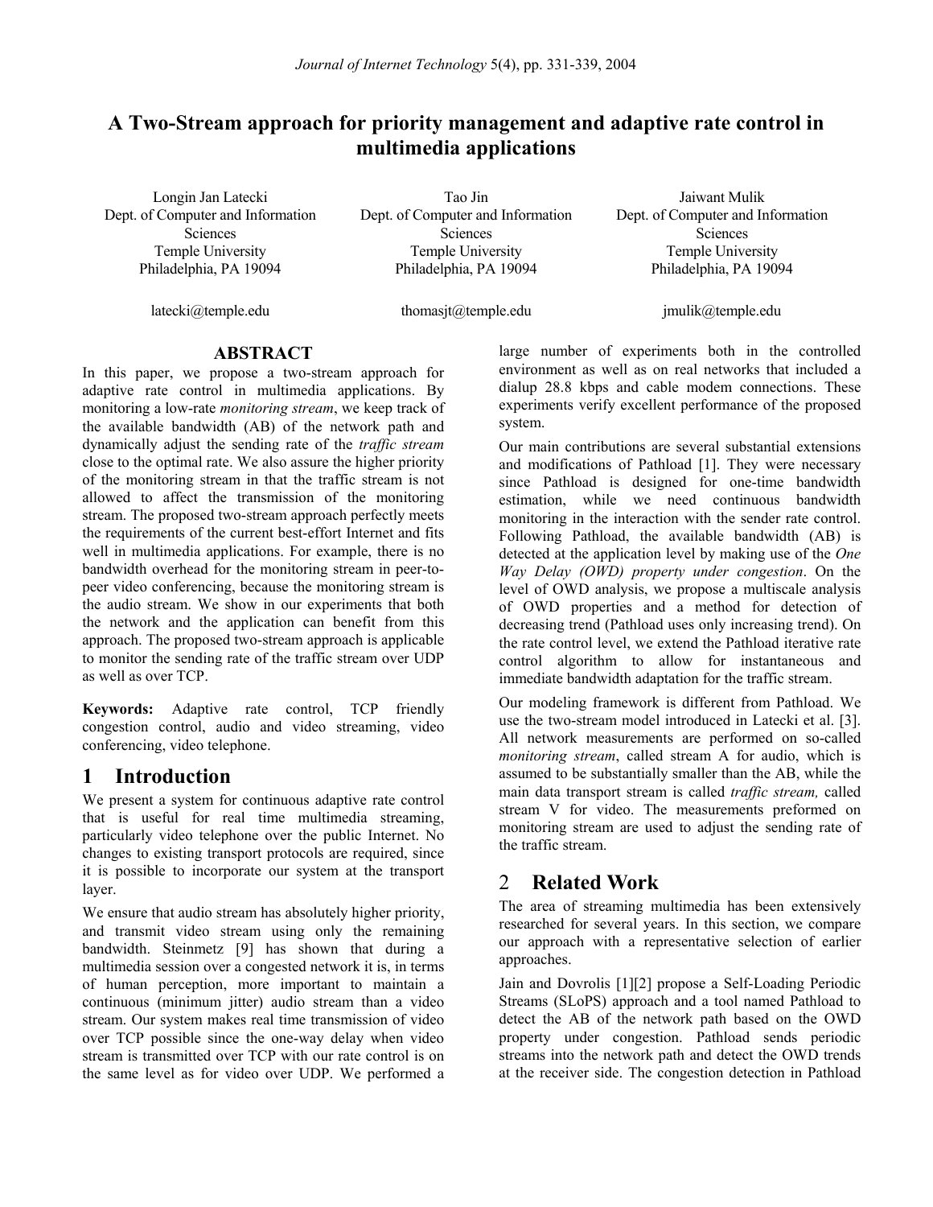# A Two-Stream approach for priority management and adaptive rate control in multimedia applications

Longin Jan Latecki
Dept. of Computer and Information Sciences
Temple University
Philadelphia, PA 19094

latecki@temple.edu

Tao Jin
Dept. of Computer and Information Sciences
Temple University
Philadelphia, PA 19094

thomasjt@temple.edu

Jaiwant Mulik
Dept. of Computer and Information Sciences
Temple University
Philadelphia, PA 19094

jmulik@temple.edu

## ABSTRACT

In this paper, we propose a two-stream approach for adaptive rate control in multimedia applications. By monitoring a low-rate *monitoring stream*, we keep track of the available bandwidth (AB) of the network path and dynamically adjust the sending rate of the *traffic stream* close to the optimal rate. We also assure the higher priority of the monitoring stream in that the traffic stream is not allowed to affect the transmission of the monitoring stream. The proposed two-stream approach perfectly meets the requirements of the current best-effort Internet and fits well in multimedia applications. For example, there is no bandwidth overhead for the monitoring stream in peer-to-peer video conferencing, because the monitoring stream is the audio stream. We show in our experiments that both the network and the application can benefit from this approach. The proposed two-stream approach is applicable to monitor the sending rate of the traffic stream over UDP as well as over TCP.

**Keywords:** Adaptive rate control, TCP friendly congestion control, audio and video streaming, video conferencing, video telephone.

## 1 Introduction

We present a system for continuous adaptive rate control that is useful for real time multimedia streaming, particularly video telephone over the public Internet. No changes to existing transport protocols are required, since it is possible to incorporate our system at the transport layer.

We ensure that audio stream has absolutely higher priority, and transmit video stream using only the remaining bandwidth. Steinmetz [9] has shown that during a multimedia session over a congested network it is, in terms of human perception, more important to maintain a continuous (minimum jitter) audio stream than a video stream. Our system makes real time transmission of video over TCP possible since the one-way delay when video stream is transmitted over TCP with our rate control is on the same level as for video over UDP. We performed a large number of experiments both in the controlled environment as well as on real networks that included a dialup 28.8 kbps and cable modem connections. These experiments verify excellent performance of the proposed system.

Our main contributions are several substantial extensions and modifications of Pathload [1]. They were necessary since Pathload is designed for one-time bandwidth estimation, while we need continuous bandwidth monitoring in the interaction with the sender rate control. Following Pathload, the available bandwidth (AB) is detected at the application level by making use of the *One Way Delay (OWD) property under congestion*. On the level of OWD analysis, we propose a multiscale analysis of OWD properties and a method for detection of decreasing trend (Pathload uses only increasing trend). On the rate control level, we extend the Pathload iterative rate control algorithm to allow for instantaneous and immediate bandwidth adaptation for the traffic stream.

Our modeling framework is different from Pathload. We use the two-stream model introduced in Latecki et al. [3]. All network measurements are performed on so-called *monitoring stream*, called stream A for audio, which is assumed to be substantially smaller than the AB, while the main data transport stream is called *traffic stream,* called stream V for video. The measurements preformed on monitoring stream are used to adjust the sending rate of the traffic stream.

## 2 Related Work

The area of streaming multimedia has been extensively researched for several years. In this section, we compare our approach with a representative selection of earlier approaches.

Jain and Dovrolis [1][2] propose a Self-Loading Periodic Streams (SLoPS) approach and a tool named Pathload to detect the AB of the network path based on the OWD property under congestion. Pathload sends periodic streams into the network path and detect the OWD trends at the receiver side. The congestion detection in Pathload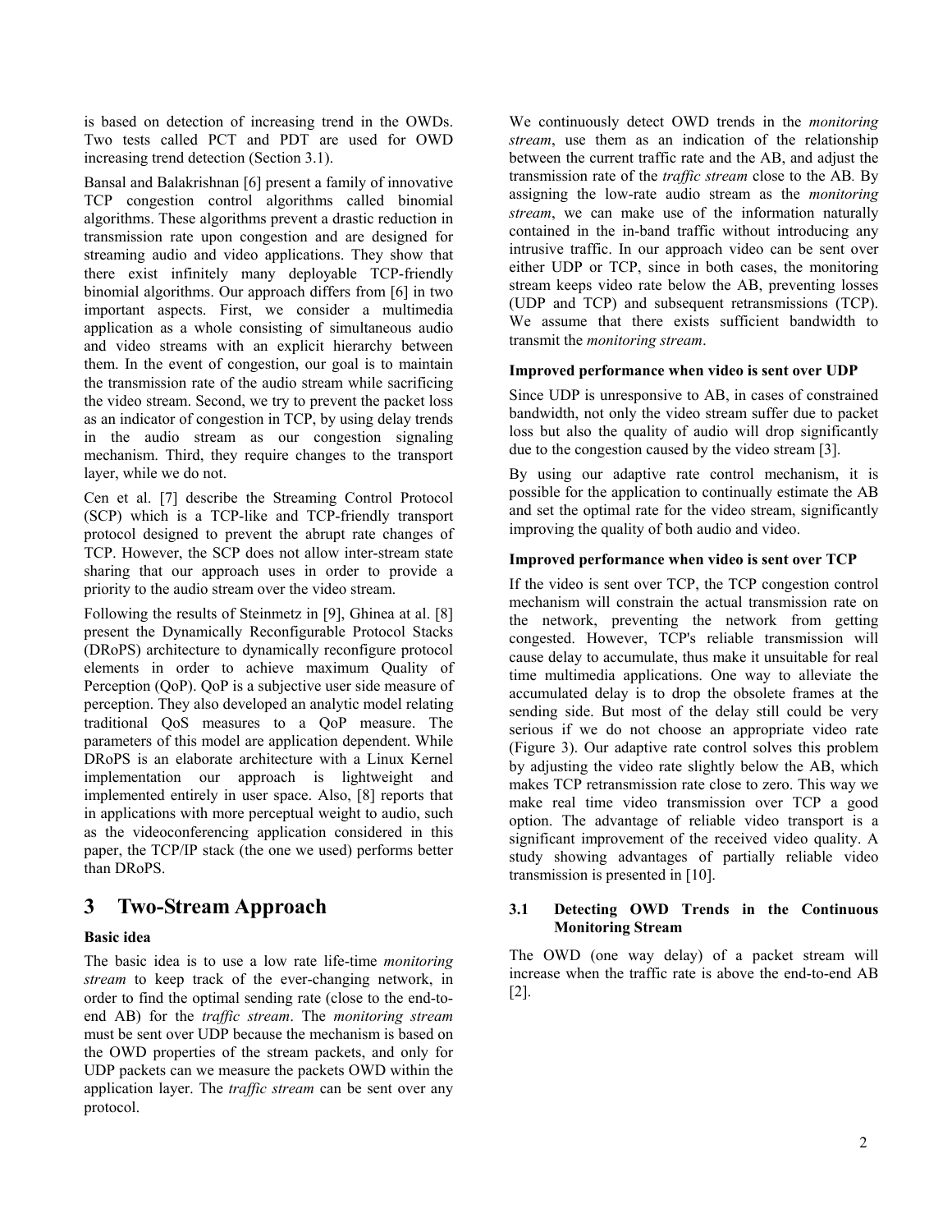is based on detection of increasing trend in the OWDs. Two tests called PCT and PDT are used for OWD increasing trend detection (Section 3.1).

Bansal and Balakrishnan [6] present a family of innovative TCP congestion control algorithms called binomial algorithms. These algorithms prevent a drastic reduction in transmission rate upon congestion and are designed for streaming audio and video applications. They show that there exist infinitely many deployable TCP-friendly binomial algorithms. Our approach differs from [6] in two important aspects. First, we consider a multimedia application as a whole consisting of simultaneous audio and video streams with an explicit hierarchy between them. In the event of congestion, our goal is to maintain the transmission rate of the audio stream while sacrificing the video stream. Second, we try to prevent the packet loss as an indicator of congestion in TCP, by using delay trends in the audio stream as our congestion signaling mechanism. Third, they require changes to the transport layer, while we do not.

Cen et al. [7] describe the Streaming Control Protocol (SCP) which is a TCP-like and TCP-friendly transport protocol designed to prevent the abrupt rate changes of TCP. However, the SCP does not allow inter-stream state sharing that our approach uses in order to provide a priority to the audio stream over the video stream.

Following the results of Steinmetz in [9], Ghinea at al. [8] present the Dynamically Reconfigurable Protocol Stacks (DRoPS) architecture to dynamically reconfigure protocol elements in order to achieve maximum Quality of Perception (QoP). QoP is a subjective user side measure of perception. They also developed an analytic model relating traditional QoS measures to a QoP measure. The parameters of this model are application dependent. While DRoPS is an elaborate architecture with a Linux Kernel implementation our approach is lightweight and implemented entirely in user space. Also, [8] reports that in applications with more perceptual weight to audio, such as the videoconferencing application considered in this paper, the TCP/IP stack (the one we used) performs better than DRoPS.

# 3 Two-Stream Approach

**Basic idea**

The basic idea is to use a low rate life-time *monitoring stream* to keep track of the ever-changing network, in order to find the optimal sending rate (close to the end-to-end AB) for the *traffic stream*. The *monitoring stream* must be sent over UDP because the mechanism is based on the OWD properties of the stream packets, and only for UDP packets can we measure the packets OWD within the application layer. The *traffic stream* can be sent over any protocol.

We continuously detect OWD trends in the *monitoring stream*, use them as an indication of the relationship between the current traffic rate and the AB, and adjust the transmission rate of the *traffic stream* close to the AB. By assigning the low-rate audio stream as the *monitoring stream*, we can make use of the information naturally contained in the in-band traffic without introducing any intrusive traffic. In our approach video can be sent over either UDP or TCP, since in both cases, the monitoring stream keeps video rate below the AB, preventing losses (UDP and TCP) and subsequent retransmissions (TCP). We assume that there exists sufficient bandwidth to transmit the *monitoring stream*.

**Improved performance when video is sent over UDP**

Since UDP is unresponsive to AB, in cases of constrained bandwidth, not only the video stream suffer due to packet loss but also the quality of audio will drop significantly due to the congestion caused by the video stream [3].

By using our adaptive rate control mechanism, it is possible for the application to continually estimate the AB and set the optimal rate for the video stream, significantly improving the quality of both audio and video.

**Improved performance when video is sent over TCP**

If the video is sent over TCP, the TCP congestion control mechanism will constrain the actual transmission rate on the network, preventing the network from getting congested. However, TCP's reliable transmission will cause delay to accumulate, thus make it unsuitable for real time multimedia applications. One way to alleviate the accumulated delay is to drop the obsolete frames at the sending side. But most of the delay still could be very serious if we do not choose an appropriate video rate (Figure 3). Our adaptive rate control solves this problem by adjusting the video rate slightly below the AB, which makes TCP retransmission rate close to zero. This way we make real time video transmission over TCP a good option. The advantage of reliable video transport is a significant improvement of the received video quality. A study showing advantages of partially reliable video transmission is presented in [10].

## 3.1 Detecting OWD Trends in the Continuous Monitoring Stream

The OWD (one way delay) of a packet stream will increase when the traffic rate is above the end-to-end AB [2].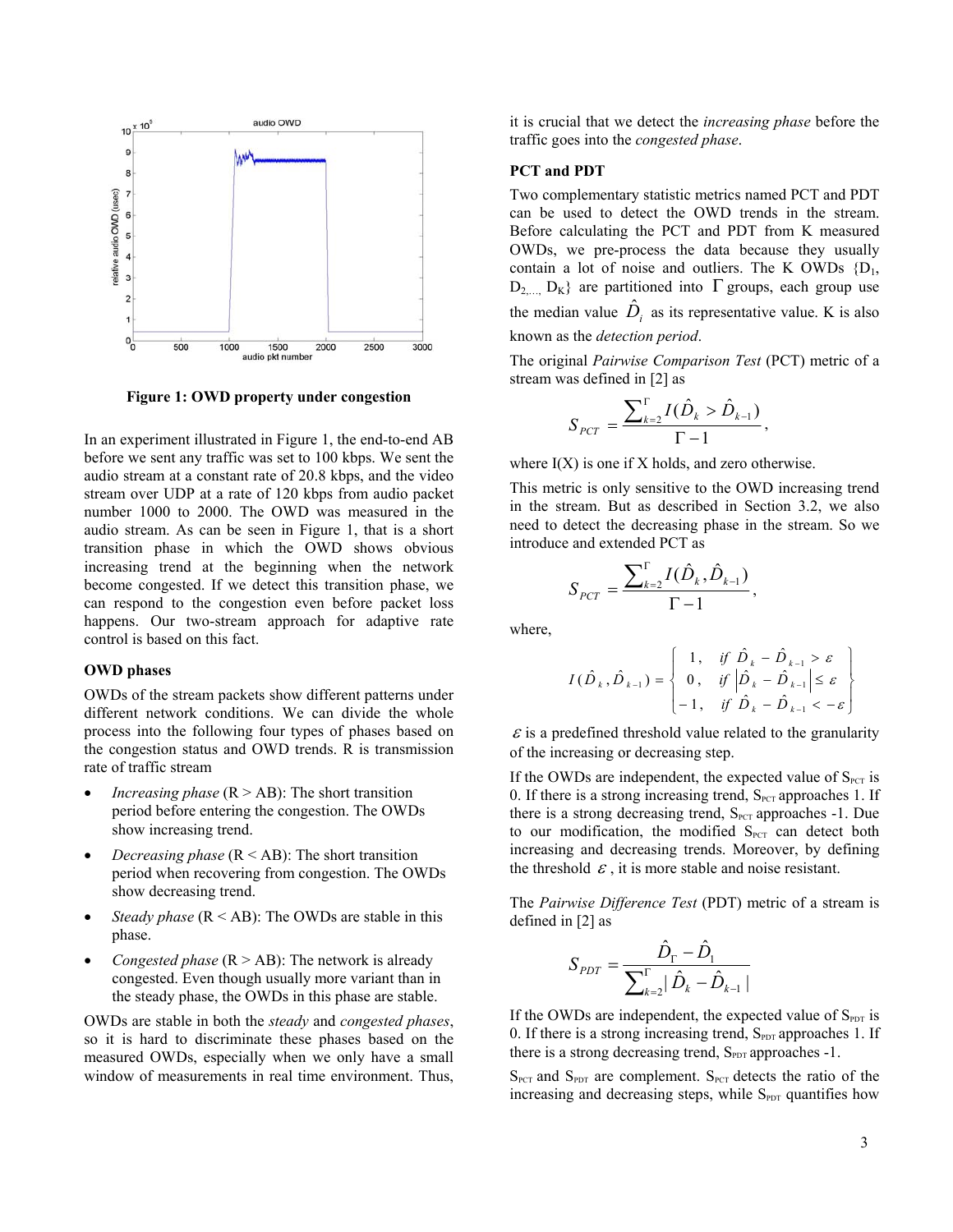Figure 1: OWD property under congestion

In an experiment illustrated in Figure 1, the end-to-end AB before we sent any traffic was set to 100 kbps. We sent the audio stream at a constant rate of 20.8 kbps, and the video stream over UDP at a rate of 120 kbps from audio packet number 1000 to 2000. The OWD was measured in the audio stream. As can be seen in Figure 1, that is a short transition phase in which the OWD shows obvious increasing trend at the beginning when the network become congested. If we detect this transition phase, we can respond to the congestion even before packet loss happens. Our two-stream approach for adaptive rate control is based on this fact.

**OWD phases**

OWDs of the stream packets show different patterns under different network conditions. We can divide the whole process into the following four types of phases based on the congestion status and OWD trends. R is transmission rate of traffic stream

- *Increasing phase* (R > AB): The short transition period before entering the congestion. The OWDs show increasing trend.
- *Decreasing phase* (R < AB): The short transition period when recovering from congestion. The OWDs show decreasing trend.
- *Steady phase* (R < AB): The OWDs are stable in this phase.
- *Congested phase* (R > AB): The network is already congested. Even though usually more variant than in the steady phase, the OWDs in this phase are stable.

OWDs are stable in both the *steady* and *congested phases*, so it is hard to discriminate these phases based on the measured OWDs, especially when we only have a small window of measurements in real time environment. Thus, it is crucial that we detect the *increasing phase* before the traffic goes into the *congested phase*.

**PCT and PDT**

Two complementary statistic metrics named PCT and PDT can be used to detect the OWD trends in the stream. Before calculating the PCT and PDT from K measured OWDs, we pre-process the data because they usually contain a lot of noise and outliers. The K OWDs $\{D_1, D_{2,\ldots,} D_K\}$ are partitioned into $\Gamma$ groups, each group use the median value $\hat{D}_i$ as its representative value. K is also known as the *detection period*.

The original *Pairwise Comparison Test* (PCT) metric of a stream was defined in [2] as

$$S_{PCT} = \frac{\sum_{k=2}^{\Gamma} I(\hat{D}_k > \hat{D}_{k-1})}{\Gamma - 1},$$

where I(X) is one if X holds, and zero otherwise.

This metric is only sensitive to the OWD increasing trend in the stream. But as described in Section 3.2, we also need to detect the decreasing phase in the stream. So we introduce and extended PCT as

$$S_{PCT} = \frac{\sum_{k=2}^{\Gamma} I(\hat{D}_k, \hat{D}_{k-1})}{\Gamma - 1},$$

where,

$$I(\hat{D}_k, \hat{D}_{k-1}) = \begin{cases} 1, & if\ \hat{D}_k - \hat{D}_{k-1} > \varepsilon \\ 0, & if\ \left|\hat{D}_k - \hat{D}_{k-1}\right| \le \varepsilon \\ -1, & if\ \hat{D}_k - \hat{D}_{k-1} < -\varepsilon \end{cases}$$

$\varepsilon$ is a predefined threshold value related to the granularity of the increasing or decreasing step.

If the OWDs are independent, the expected value of $S_{PCT}$ is 0. If there is a strong increasing trend, $S_{PCT}$ approaches 1. If there is a strong decreasing trend, $S_{PCT}$ approaches -1. Due to our modification, the modified $S_{PCT}$ can detect both increasing and decreasing trends. Moreover, by defining the threshold $\varepsilon$, it is more stable and noise resistant.

The *Pairwise Difference Test* (PDT) metric of a stream is defined in [2] as

$$S_{PDT} = \frac{\hat{D}_\Gamma - \hat{D}_1}{\sum_{k=2}^{\Gamma} |\hat{D}_k - \hat{D}_{k-1}|}$$

If the OWDs are independent, the expected value of $S_{PDT}$ is 0. If there is a strong increasing trend, $S_{PDT}$ approaches 1. If there is a strong decreasing trend, $S_{PDT}$ approaches -1.

$S_{PCT}$ and $S_{PDT}$ are complement. $S_{PCT}$ detects the ratio of the increasing and decreasing steps, while $S_{PDT}$ quantifies how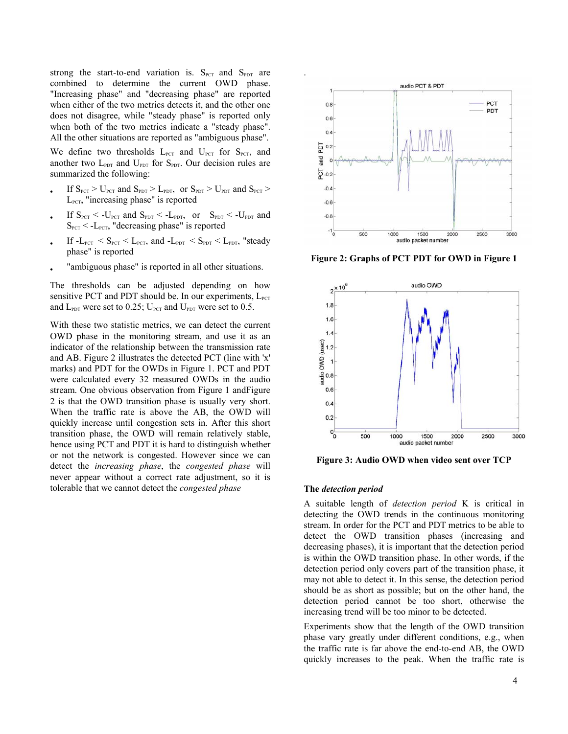strong the start-to-end variation is. $S_{PCT}$ and $S_{PDT}$ are combined to determine the current OWD phase. "Increasing phase" and "decreasing phase" are reported when either of the two metrics detects it, and the other one does not disagree, while "steady phase" is reported only when both of the two metrics indicate a "steady phase". All the other situations are reported as "ambiguous phase".

We define two thresholds $L_{PCT}$ and $U_{PCT}$ for $S_{PCT}$, and another two $L_{PDT}$ and $U_{PDT}$ for $S_{PDT}$. Our decision rules are summarized the following:

- If $S_{PCT} > U_{PCT}$ and $S_{PDT} > L_{PDT}$, or $S_{PDT} > U_{PDT}$ and $S_{PCT} > L_{PCT}$, "increasing phase" is reported
- If $S_{PCT} < -U_{PCT}$ and $S_{PDT} < -L_{PDT}$, or $S_{PDT} < -U_{PDT}$ and $S_{PCT} < -L_{PCT}$, "decreasing phase" is reported
- If $-L_{PCT} < S_{PCT} < L_{PCT}$, and $-L_{PDT} < S_{PDT} < L_{PDT}$, "steady phase" is reported
- "ambiguous phase" is reported in all other situations.

The thresholds can be adjusted depending on how sensitive PCT and PDT should be. In our experiments, $L_{PCT}$ and $L_{PDT}$ were set to 0.25; $U_{PCT}$ and $U_{PDT}$ were set to 0.5.

With these two statistic metrics, we can detect the current OWD phase in the monitoring stream, and use it as an indicator of the relationship between the transmission rate and AB. Figure 2 illustrates the detected PCT (line with 'x' marks) and PDT for the OWDs in Figure 1. PCT and PDT were calculated every 32 measured OWDs in the audio stream. One obvious observation from Figure 1 andFigure 2 is that the OWD transition phase is usually very short. When the traffic rate is above the AB, the OWD will quickly increase until congestion sets in. After this short transition phase, the OWD will remain relatively stable, hence using PCT and PDT it is hard to distinguish whether or not the network is congested. However since we can detect the *increasing phase*, the *congested phase* will never appear without a correct rate adjustment, so it is tolerable that we cannot detect the *congested phase*

**Figure 2: Graphs of PCT PDT for OWD in Figure 1**

**Figure 3: Audio OWD when video sent over TCP**

**The *detection period***

A suitable length of *detection period* K is critical in detecting the OWD trends in the continuous monitoring stream. In order for the PCT and PDT metrics to be able to detect the OWD transition phases (increasing and decreasing phases), it is important that the detection period is within the OWD transition phase. In other words, if the detection period only covers part of the transition phase, it may not able to detect it. In this sense, the detection period should be as short as possible; but on the other hand, the detection period cannot be too short, otherwise the increasing trend will be too minor to be detected.

Experiments show that the length of the OWD transition phase vary greatly under different conditions, e.g., when the traffic rate is far above the end-to-end AB, the OWD quickly increases to the peak. When the traffic rate is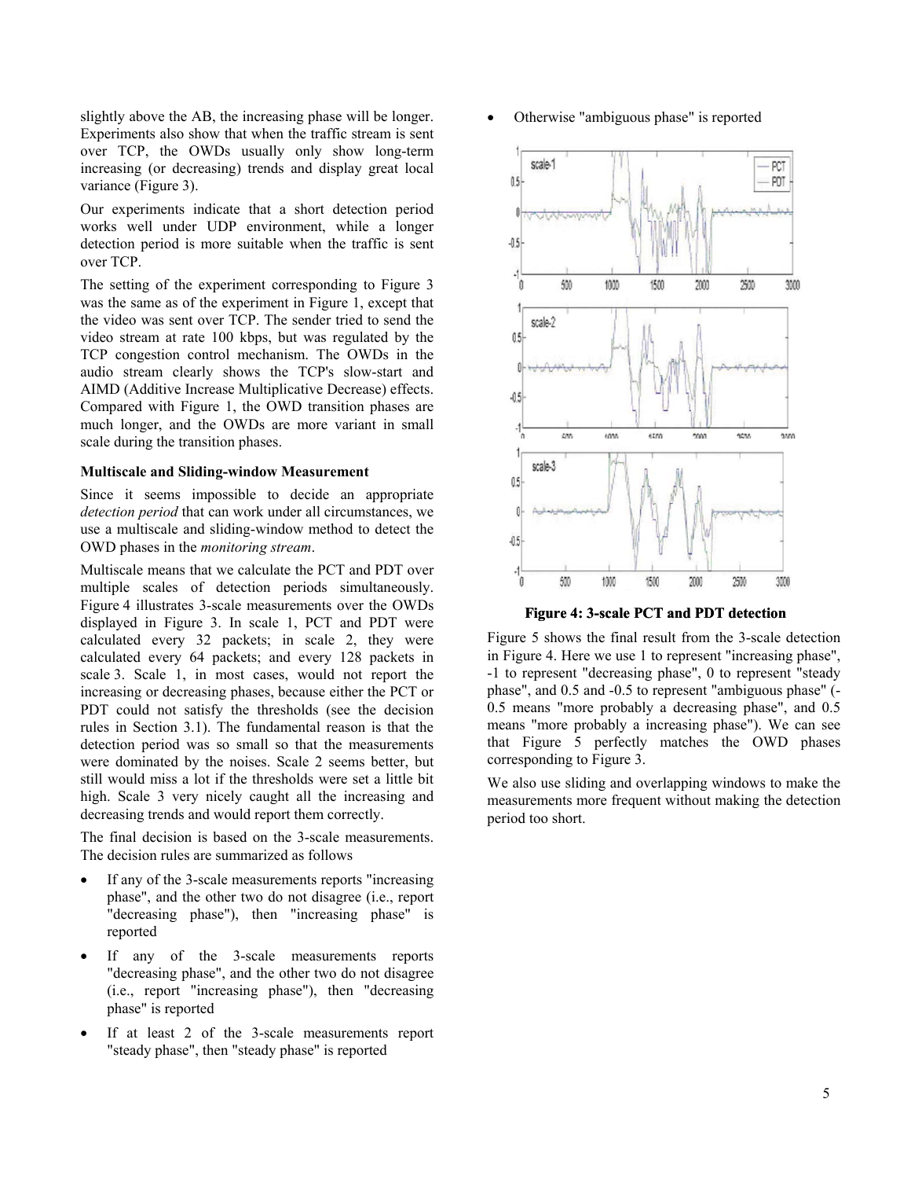slightly above the AB, the increasing phase will be longer. Experiments also show that when the traffic stream is sent over TCP, the OWDs usually only show long-term increasing (or decreasing) trends and display great local variance (Figure 3).

Our experiments indicate that a short detection period works well under UDP environment, while a longer detection period is more suitable when the traffic is sent over TCP.

The setting of the experiment corresponding to Figure 3 was the same as of the experiment in Figure 1, except that the video was sent over TCP. The sender tried to send the video stream at rate 100 kbps, but was regulated by the TCP congestion control mechanism. The OWDs in the audio stream clearly shows the TCP's slow-start and AIMD (Additive Increase Multiplicative Decrease) effects. Compared with Figure 1, the OWD transition phases are much longer, and the OWDs are more variant in small scale during the transition phases.

**Multiscale and Sliding-window Measurement**

Since it seems impossible to decide an appropriate *detection period* that can work under all circumstances, we use a multiscale and sliding-window method to detect the OWD phases in the *monitoring stream*.

Multiscale means that we calculate the PCT and PDT over multiple scales of detection periods simultaneously. Figure 4 illustrates 3-scale measurements over the OWDs displayed in Figure 3. In scale 1, PCT and PDT were calculated every 32 packets; in scale 2, they were calculated every 64 packets; and every 128 packets in scale 3. Scale 1, in most cases, would not report the increasing or decreasing phases, because either the PCT or PDT could not satisfy the thresholds (see the decision rules in Section 3.1). The fundamental reason is that the detection period was so small so that the measurements were dominated by the noises. Scale 2 seems better, but still would miss a lot if the thresholds were set a little bit high. Scale 3 very nicely caught all the increasing and decreasing trends and would report them correctly.

The final decision is based on the 3-scale measurements. The decision rules are summarized as follows

- If any of the 3-scale measurements reports "increasing phase", and the other two do not disagree (i.e., report "decreasing phase"), then "increasing phase" is reported
- If any of the 3-scale measurements reports "decreasing phase", and the other two do not disagree (i.e., report "increasing phase"), then "decreasing phase" is reported
- If at least 2 of the 3-scale measurements report "steady phase", then "steady phase" is reported
- Otherwise "ambiguous phase" is reported

**Figure 4: 3-scale PCT and PDT detection**

Figure 5 shows the final result from the 3-scale detection in Figure 4. Here we use 1 to represent "increasing phase", -1 to represent "decreasing phase", 0 to represent "steady phase", and 0.5 and -0.5 to represent "ambiguous phase" (-0.5 means "more probably a decreasing phase", and 0.5 means "more probably a increasing phase"). We can see that Figure 5 perfectly matches the OWD phases corresponding to Figure 3.

We also use sliding and overlapping windows to make the measurements more frequent without making the detection period too short.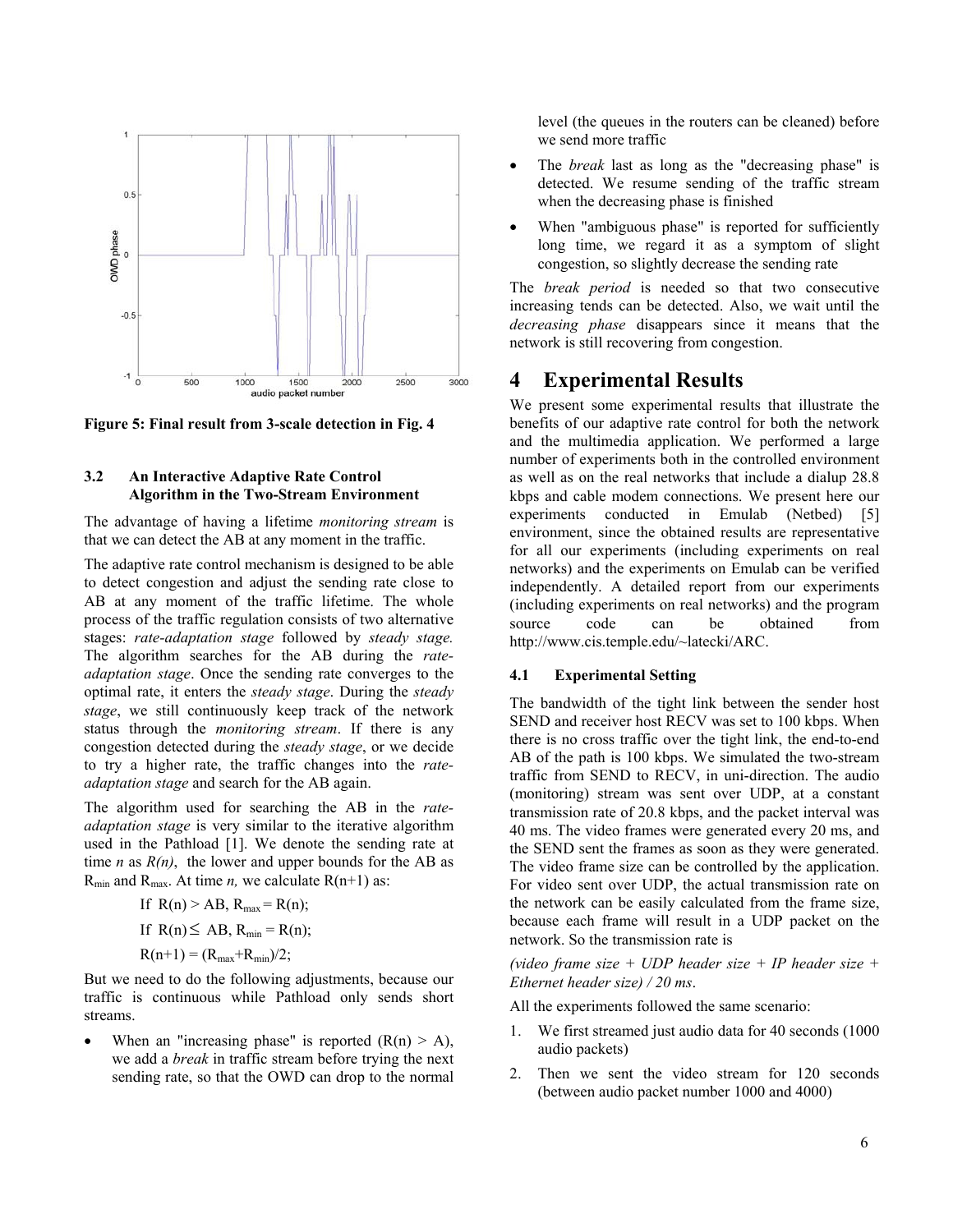Figure 5: Final result from 3-scale detection in Fig. 4

### 3.2 An Interactive Adaptive Rate Control Algorithm in the Two-Stream Environment

The advantage of having a lifetime *monitoring stream* is that we can detect the AB at any moment in the traffic.

The adaptive rate control mechanism is designed to be able to detect congestion and adjust the sending rate close to AB at any moment of the traffic lifetime. The whole process of the traffic regulation consists of two alternative stages: *rate-adaptation stage* followed by *steady stage.* The algorithm searches for the AB during the *rate-adaptation stage*. Once the sending rate converges to the optimal rate, it enters the *steady stage*. During the *steady stage*, we still continuously keep track of the network status through the *monitoring stream*. If there is any congestion detected during the *steady stage*, or we decide to try a higher rate, the traffic changes into the *rate-adaptation stage* and search for the AB again.

The algorithm used for searching the AB in the *rate-adaptation stage* is very similar to the iterative algorithm used in the Pathload [1]. We denote the sending rate at time *n* as *R(n)*, the lower and upper bounds for the AB as $R_{min}$ and $R_{max}$. At time *n,* we calculate R(n+1) as:

If $R(n) > AB$, $R_{max} = R(n)$;

If $R(n) \leq AB$, $R_{min} = R(n)$;

$R(n+1) = (R_{max}+R_{min})/2$;

But we need to do the following adjustments, because our traffic is continuous while Pathload only sends short streams.

- When an "increasing phase" is reported ($R(n) > A$), we add a *break* in traffic stream before trying the next sending rate, so that the OWD can drop to the normal level (the queues in the routers can be cleaned) before we send more traffic
- The *break* last as long as the "decreasing phase" is detected. We resume sending of the traffic stream when the decreasing phase is finished
- When "ambiguous phase" is reported for sufficiently long time, we regard it as a symptom of slight congestion, so slightly decrease the sending rate

The *break period* is needed so that two consecutive increasing tends can be detected. Also, we wait until the *decreasing phase* disappears since it means that the network is still recovering from congestion.

# 4 Experimental Results

We present some experimental results that illustrate the benefits of our adaptive rate control for both the network and the multimedia application. We performed a large number of experiments both in the controlled environment as well as on the real networks that include a dialup 28.8 kbps and cable modem connections. We present here our experiments conducted in Emulab (Netbed) [5] environment, since the obtained results are representative for all our experiments (including experiments on real networks) and the experiments on Emulab can be verified independently. A detailed report from our experiments (including experiments on real networks) and the program source code can be obtained from http://www.cis.temple.edu/~latecki/ARC.

### 4.1 Experimental Setting

The bandwidth of the tight link between the sender host SEND and receiver host RECV was set to 100 kbps. When there is no cross traffic over the tight link, the end-to-end AB of the path is 100 kbps. We simulated the two-stream traffic from SEND to RECV, in uni-direction. The audio (monitoring) stream was sent over UDP, at a constant transmission rate of 20.8 kbps, and the packet interval was 40 ms. The video frames were generated every 20 ms, and the SEND sent the frames as soon as they were generated. The video frame size can be controlled by the application. For video sent over UDP, the actual transmission rate on the network can be easily calculated from the frame size, because each frame will result in a UDP packet on the network. So the transmission rate is

*(video frame size + UDP header size + IP header size + Ethernet header size) / 20 ms*.

All the experiments followed the same scenario:

1. We first streamed just audio data for 40 seconds (1000 audio packets)
2. Then we sent the video stream for 120 seconds (between audio packet number 1000 and 4000)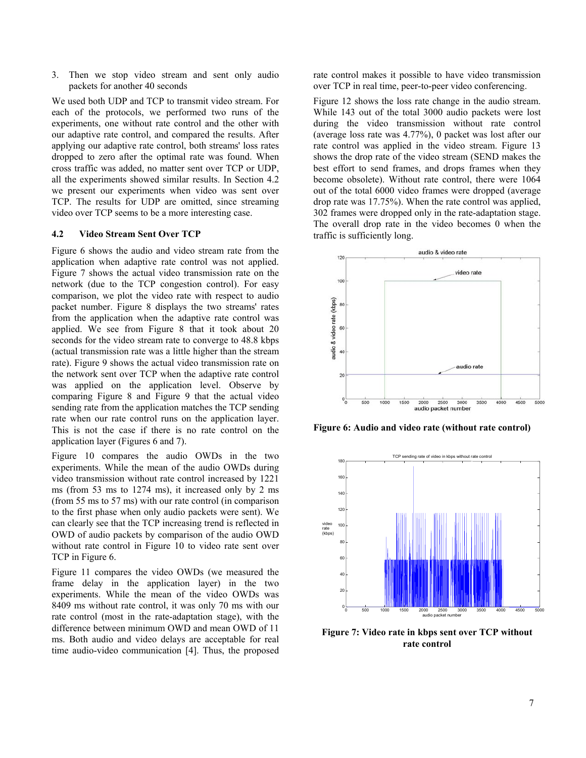3. Then we stop video stream and sent only audio packets for another 40 seconds

We used both UDP and TCP to transmit video stream. For each of the protocols, we performed two runs of the experiments, one without rate control and the other with our adaptive rate control, and compared the results. After applying our adaptive rate control, both streams' loss rates dropped to zero after the optimal rate was found. When cross traffic was added, no matter sent over TCP or UDP, all the experiments showed similar results. In Section 4.2 we present our experiments when video was sent over TCP. The results for UDP are omitted, since streaming video over TCP seems to be a more interesting case.

### 4.2 Video Stream Sent Over TCP

Figure 6 shows the audio and video stream rate from the application when adaptive rate control was not applied. Figure 7 shows the actual video transmission rate on the network (due to the TCP congestion control). For easy comparison, we plot the video rate with respect to audio packet number. Figure 8 displays the two streams' rates from the application when the adaptive rate control was applied. We see from Figure 8 that it took about 20 seconds for the video stream rate to converge to 48.8 kbps (actual transmission rate was a little higher than the stream rate). Figure 9 shows the actual video transmission rate on the network sent over TCP when the adaptive rate control was applied on the application level. Observe by comparing Figure 8 and Figure 9 that the actual video sending rate from the application matches the TCP sending rate when our rate control runs on the application layer. This is not the case if there is no rate control on the application layer (Figures 6 and 7).

Figure 10 compares the audio OWDs in the two experiments. While the mean of the audio OWDs during video transmission without rate control increased by 1221 ms (from 53 ms to 1274 ms), it increased only by 2 ms (from 55 ms to 57 ms) with our rate control (in comparison to the first phase when only audio packets were sent). We can clearly see that the TCP increasing trend is reflected in OWD of audio packets by comparison of the audio OWD without rate control in Figure 10 to video rate sent over TCP in Figure 6.

Figure 11 compares the video OWDs (we measured the frame delay in the application layer) in the two experiments. While the mean of the video OWDs was 8409 ms without rate control, it was only 70 ms with our rate control (most in the rate-adaptation stage), with the difference between minimum OWD and mean OWD of 11 ms. Both audio and video delays are acceptable for real time audio-video communication [4]. Thus, the proposed rate control makes it possible to have video transmission over TCP in real time, peer-to-peer video conferencing.

Figure 12 shows the loss rate change in the audio stream. While 143 out of the total 3000 audio packets were lost during the video transmission without rate control (average loss rate was 4.77%), 0 packet was lost after our rate control was applied in the video stream. Figure 13 shows the drop rate of the video stream (SEND makes the best effort to send frames, and drops frames when they become obsolete). Without rate control, there were 1064 out of the total 6000 video frames were dropped (average drop rate was 17.75%). When the rate control was applied, 302 frames were dropped only in the rate-adaptation stage. The overall drop rate in the video becomes 0 when the traffic is sufficiently long.

**Figure 6: Audio and video rate (without rate control)**

**Figure 7: Video rate in kbps sent over TCP without rate control**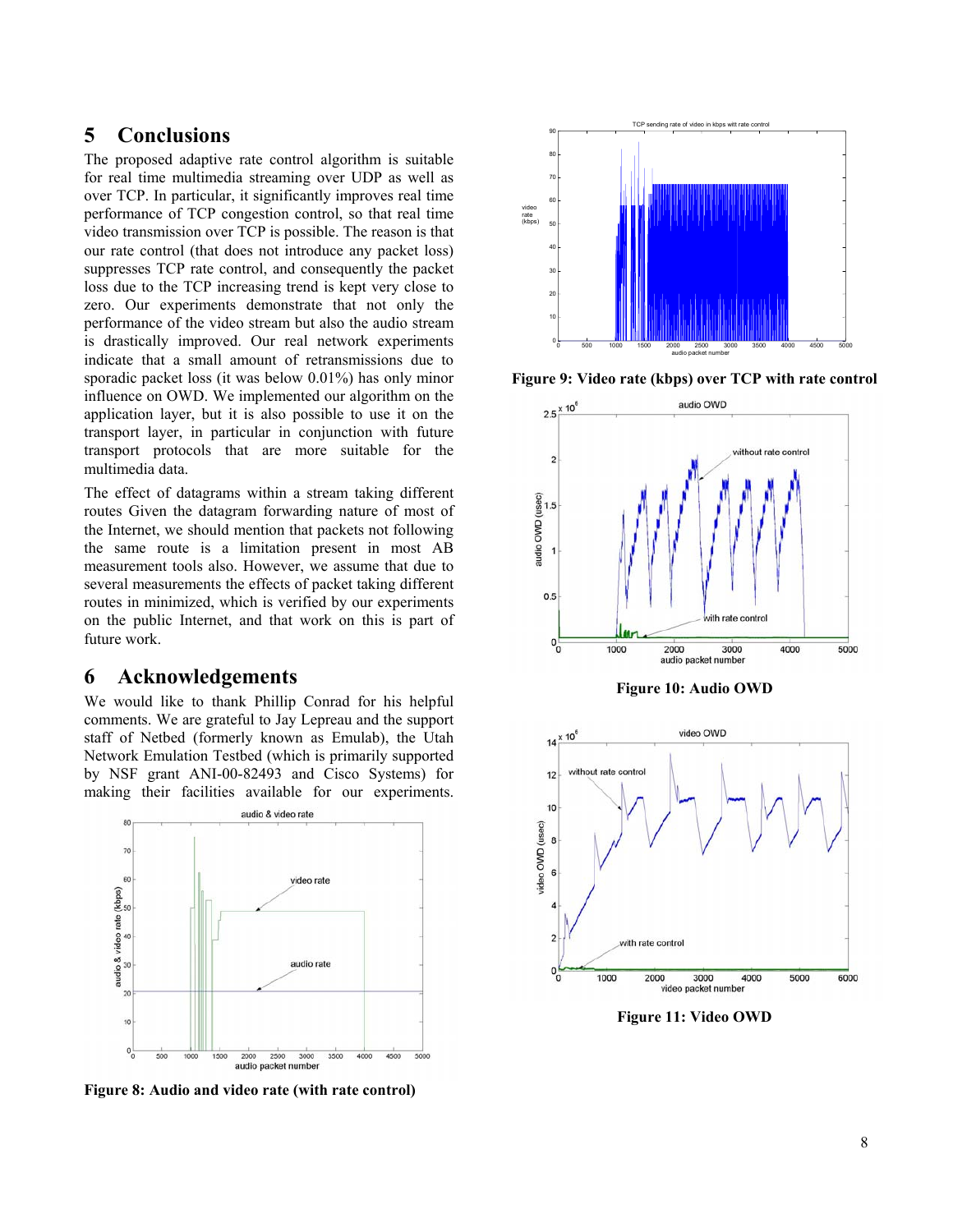## 5 Conclusions

The proposed adaptive rate control algorithm is suitable for real time multimedia streaming over UDP as well as over TCP. In particular, it significantly improves real time performance of TCP congestion control, so that real time video transmission over TCP is possible. The reason is that our rate control (that does not introduce any packet loss) suppresses TCP rate control, and consequently the packet loss due to the TCP increasing trend is kept very close to zero. Our experiments demonstrate that not only the performance of the video stream but also the audio stream is drastically improved. Our real network experiments indicate that a small amount of retransmissions due to sporadic packet loss (it was below 0.01%) has only minor influence on OWD. We implemented our algorithm on the application layer, but it is also possible to use it on the transport layer, in particular in conjunction with future transport protocols that are more suitable for the multimedia data.

The effect of datagrams within a stream taking different routes Given the datagram forwarding nature of most of the Internet, we should mention that packets not following the same route is a limitation present in most AB measurement tools also. However, we assume that due to several measurements the effects of packet taking different routes in minimized, which is verified by our experiments on the public Internet, and that work on this is part of future work.

## 6 Acknowledgements

We would like to thank Phillip Conrad for his helpful comments. We are grateful to Jay Lepreau and the support staff of Netbed (formerly known as Emulab), the Utah Network Emulation Testbed (which is primarily supported by NSF grant ANI-00-82493 and Cisco Systems) for making their facilities available for our experiments.

**Figure 8: Audio and video rate (with rate control)**

**Figure 9: Video rate (kbps) over TCP with rate control**

**Figure 10: Audio OWD**

**Figure 11: Video OWD**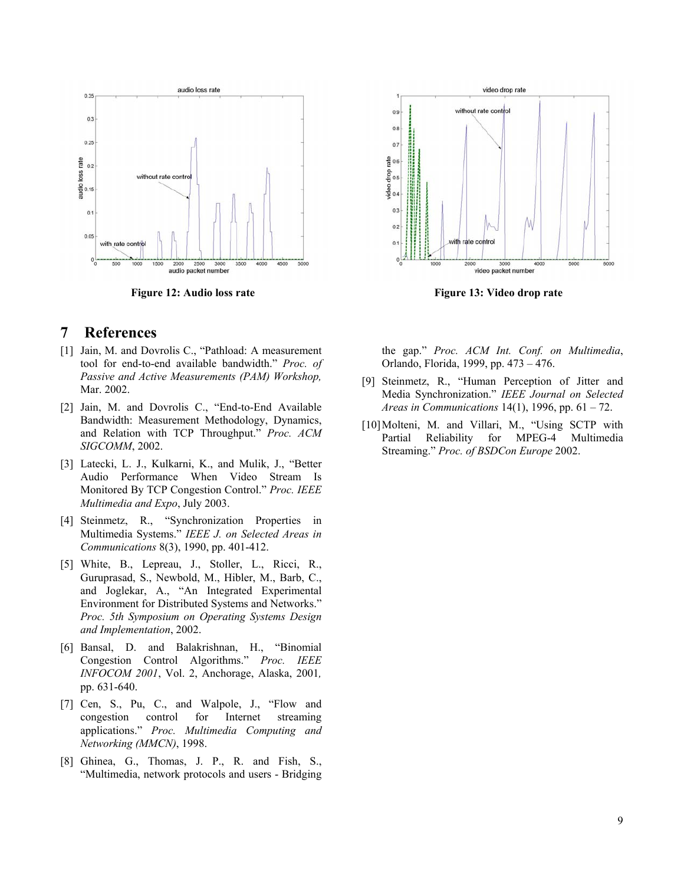audio loss rate

0.35
0.3
0.25
0.2
0.15
0.1
0.05
0

audio loss rate

without rate control

with rate control

0 500 1000 1500 2000 2500 3000 3500 4000 4500 5000

audio packet number

**Figure 12: Audio loss rate**

video drop rate

1
0.9
0.8
0.7
0.6
0.5
0.4
0.3
0.2
0.1
0

video drop rate

without rate control

with rate control

1000 2000 3000 4000 5000 6000

video packet number

**Figure 13: Video drop rate**

# 7 References

[1] Jain, M. and Dovrolis C., "Pathload: A measurement tool for end-to-end available bandwidth." *Proc. of Passive and Active Measurements (PAM) Workshop,* Mar. 2002.

[2] Jain, M. and Dovrolis C., "End-to-End Available Bandwidth: Measurement Methodology, Dynamics, and Relation with TCP Throughput." *Proc. ACM SIGCOMM*, 2002.

[3] Latecki, L. J., Kulkarni, K., and Mulik, J., "Better Audio Performance When Video Stream Is Monitored By TCP Congestion Control." *Proc. IEEE Multimedia and Expo*, July 2003.

[4] Steinmetz, R., "Synchronization Properties in Multimedia Systems." *IEEE J. on Selected Areas in Communications* 8(3), 1990, pp. 401-412.

[5] White, B., Lepreau, J., Stoller, L., Ricci, R., Guruprasad, S., Newbold, M., Hibler, M., Barb, C., and Joglekar, A., "An Integrated Experimental Environment for Distributed Systems and Networks." *Proc. 5th Symposium on Operating Systems Design and Implementation*, 2002.

[6] Bansal, D. and Balakrishnan, H., "Binomial Congestion Control Algorithms." *Proc. IEEE INFOCOM 2001*, Vol. 2, Anchorage, Alaska, 2001*,* pp. 631-640.

[7] Cen, S., Pu, C., and Walpole, J., "Flow and congestion control for Internet streaming applications." *Proc. Multimedia Computing and Networking (MMCN)*, 1998.

[8] Ghinea, G., Thomas, J. P., R. and Fish, S., "Multimedia, network protocols and users - Bridging the gap." *Proc. ACM Int. Conf. on Multimedia*, Orlando, Florida, 1999, pp. 473 – 476.

[9] Steinmetz, R., "Human Perception of Jitter and Media Synchronization." *IEEE Journal on Selected Areas in Communications* 14(1), 1996, pp. 61 – 72.

[10] Molteni, M. and Villari, M., "Using SCTP with Partial Reliability for MPEG-4 Multimedia Streaming." *Proc. of BSDCon Europe* 2002.